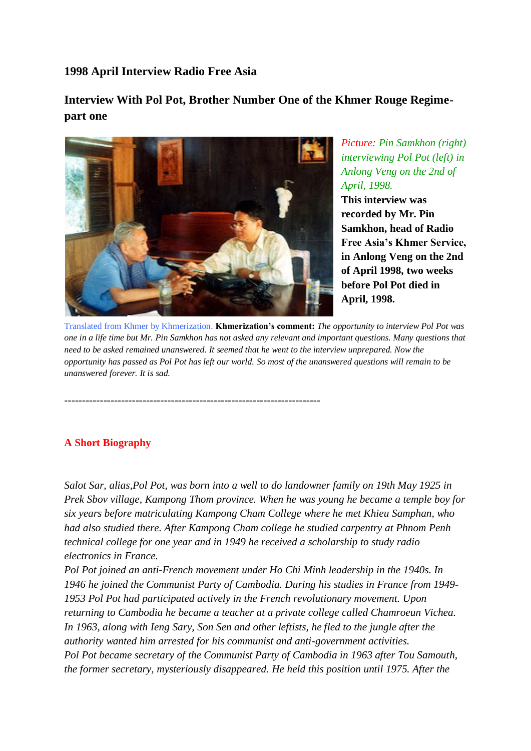**1998 April Interview Radio Free Asia**

**Interview With Pol Pot, Brother Number One of the Khmer Rouge Regime-part one**

*Picture: Pin Samkhon (right) interviewing Pol Pot (left) in Anlong Veng on the 2nd of April, 1998.*

**This interview was recorded by Mr. Pin Samkhon, head of Radio Free Asia's Khmer Service, in Anlong Veng on the 2nd of April 1998, two weeks before Pol Pot died in April, 1998.**

Translated from Khmer by Khmerization. **Khmerization's comment:** *The opportunity to interview Pol Pot was one in a life time but Mr. Pin Samkhon has not asked any relevant and important questions. Many questions that need to be asked remained unanswered. It seemed that he went to the interview unprepared. Now the opportunity has passed as Pol Pot has left our world. So most of the unanswered questions will remain to be unanswered forever. It is sad.*

---

**A Short Biography**

*Salot Sar, alias,Pol Pot, was born into a well to do landowner family on 19th May 1925 in Prek Sbov village, Kampong Thom province. When he was young he became a temple boy for six years before matriculating Kampong Cham College where he met Khieu Samphan, who had also studied there. After Kampong Cham college he studied carpentry at Phnom Penh technical college for one year and in 1949 he received a scholarship to study radio electronics in France.*

*Pol Pot joined an anti-French movement under Ho Chi Minh leadership in the 1940s. In 1946 he joined the Communist Party of Cambodia. During his studies in France from 1949-1953 Pol Pot had participated actively in the French revolutionary movement. Upon returning to Cambodia he became a teacher at a private college called Chamroeun Vichea. In 1963, along with Ieng Sary, Son Sen and other leftists, he fled to the jungle after the authority wanted him arrested for his communist and anti-government activities.*

*Pol Pot became secretary of the Communist Party of Cambodia in 1963 after Tou Samouth, the former secretary, mysteriously disappeared. He held this position until 1975. After the*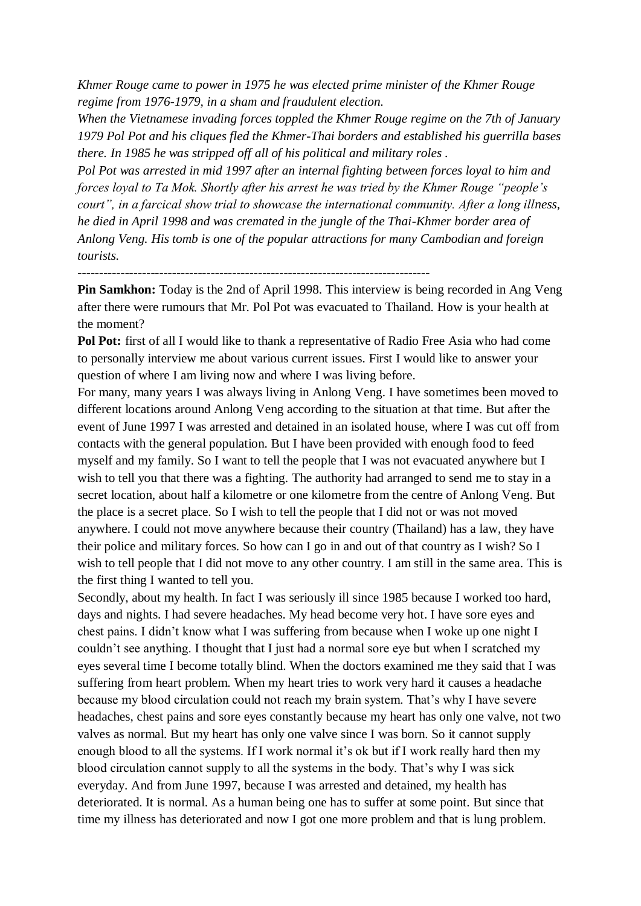*Khmer Rouge came to power in 1975 he was elected prime minister of the Khmer Rouge regime from 1976-1979, in a sham and fraudulent election.*
*When the Vietnamese invading forces toppled the Khmer Rouge regime on the 7th of January 1979 Pol Pot and his cliques fled the Khmer-Thai borders and established his guerrilla bases there. In 1985 he was stripped off all of his political and military roles .*
*Pol Pot was arrested in mid 1997 after an internal fighting between forces loyal to him and forces loyal to Ta Mok. Shortly after his arrest he was tried by the Khmer Rouge "people's court", in a farcical show trial to showcase the international community. After a long illness, he died in April 1998 and was cremated in the jungle of the Thai-Khmer border area of Anlong Veng. His tomb is one of the popular attractions for many Cambodian and foreign tourists.*

---

**Pin Samkhon:** Today is the 2nd of April 1998. This interview is being recorded in Ang Veng after there were rumours that Mr. Pol Pot was evacuated to Thailand. How is your health at the moment?

**Pol Pot:** first of all I would like to thank a representative of Radio Free Asia who had come to personally interview me about various current issues. First I would like to answer your question of where I am living now and where I was living before.

For many, many years I was always living in Anlong Veng. I have sometimes been moved to different locations around Anlong Veng according to the situation at that time. But after the event of June 1997 I was arrested and detained in an isolated house, where I was cut off from contacts with the general population. But I have been provided with enough food to feed myself and my family. So I want to tell the people that I was not evacuated anywhere but I wish to tell you that there was a fighting. The authority had arranged to send me to stay in a secret location, about half a kilometre or one kilometre from the centre of Anlong Veng. But the place is a secret place. So I wish to tell the people that I did not or was not moved anywhere. I could not move anywhere because their country (Thailand) has a law, they have their police and military forces. So how can I go in and out of that country as I wish? So I wish to tell people that I did not move to any other country. I am still in the same area. This is the first thing I wanted to tell you.

Secondly, about my health. In fact I was seriously ill since 1985 because I worked too hard, days and nights. I had severe headaches. My head become very hot. I have sore eyes and chest pains. I didn't know what I was suffering from because when I woke up one night I couldn't see anything. I thought that I just had a normal sore eye but when I scratched my eyes several time I become totally blind. When the doctors examined me they said that I was suffering from heart problem. When my heart tries to work very hard it causes a headache because my blood circulation could not reach my brain system. That's why I have severe headaches, chest pains and sore eyes constantly because my heart has only one valve, not two valves as normal. But my heart has only one valve since I was born. So it cannot supply enough blood to all the systems. If I work normal it's ok but if I work really hard then my blood circulation cannot supply to all the systems in the body. That's why I was sick everyday. And from June 1997, because I was arrested and detained, my health has deteriorated. It is normal. As a human being one has to suffer at some point. But since that time my illness has deteriorated and now I got one more problem and that is lung problem.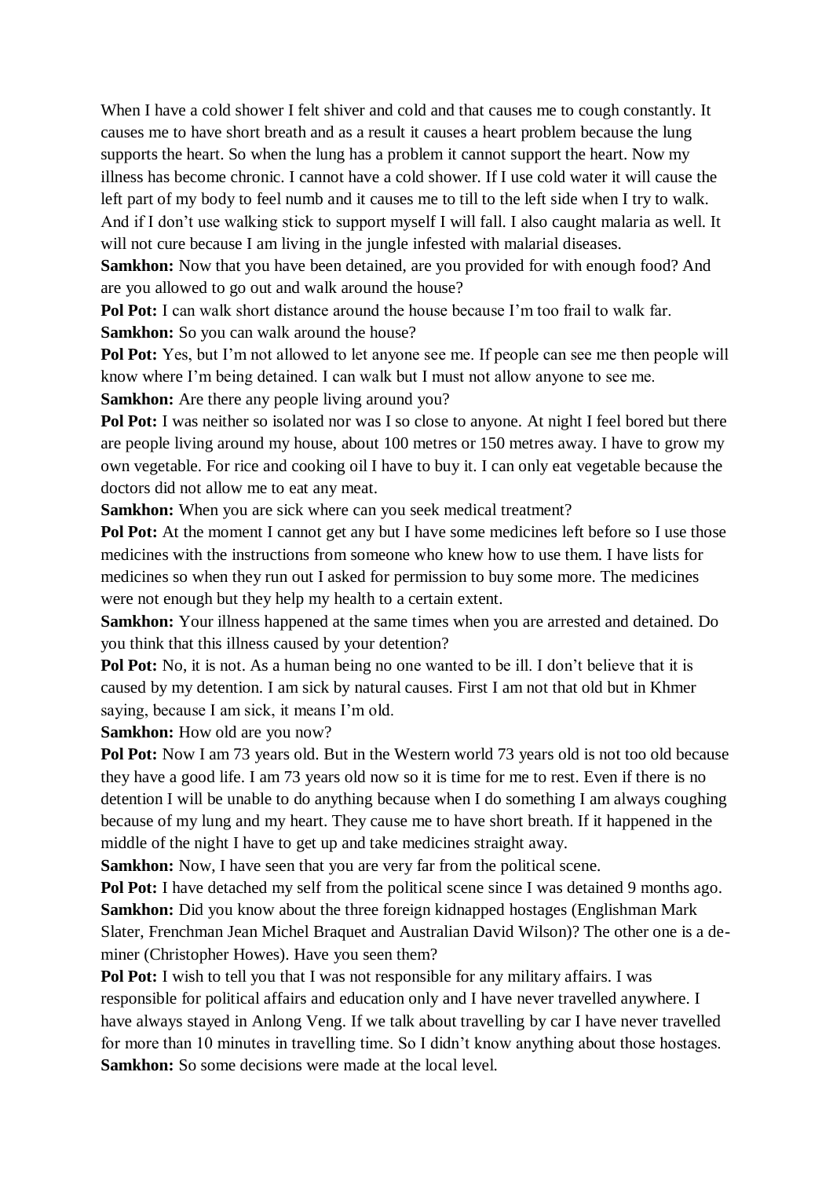When I have a cold shower I felt shiver and cold and that causes me to cough constantly. It causes me to have short breath and as a result it causes a heart problem because the lung supports the heart. So when the lung has a problem it cannot support the heart. Now my illness has become chronic. I cannot have a cold shower. If I use cold water it will cause the left part of my body to feel numb and it causes me to till to the left side when I try to walk. And if I don't use walking stick to support myself I will fall. I also caught malaria as well. It will not cure because I am living in the jungle infested with malarial diseases.

**Samkhon:** Now that you have been detained, are you provided for with enough food? And are you allowed to go out and walk around the house?

**Pol Pot:** I can walk short distance around the house because I'm too frail to walk far.

**Samkhon:** So you can walk around the house?

**Pol Pot:** Yes, but I'm not allowed to let anyone see me. If people can see me then people will know where I'm being detained. I can walk but I must not allow anyone to see me.

**Samkhon:** Are there any people living around you?

**Pol Pot:** I was neither so isolated nor was I so close to anyone. At night I feel bored but there are people living around my house, about 100 metres or 150 metres away. I have to grow my own vegetable. For rice and cooking oil I have to buy it. I can only eat vegetable because the doctors did not allow me to eat any meat.

**Samkhon:** When you are sick where can you seek medical treatment?

**Pol Pot:** At the moment I cannot get any but I have some medicines left before so I use those medicines with the instructions from someone who knew how to use them. I have lists for medicines so when they run out I asked for permission to buy some more. The medicines were not enough but they help my health to a certain extent.

**Samkhon:** Your illness happened at the same times when you are arrested and detained. Do you think that this illness caused by your detention?

**Pol Pot:** No, it is not. As a human being no one wanted to be ill. I don't believe that it is caused by my detention. I am sick by natural causes. First I am not that old but in Khmer saying, because I am sick, it means I'm old.

**Samkhon:** How old are you now?

**Pol Pot:** Now I am 73 years old. But in the Western world 73 years old is not too old because they have a good life. I am 73 years old now so it is time for me to rest. Even if there is no detention I will be unable to do anything because when I do something I am always coughing because of my lung and my heart. They cause me to have short breath. If it happened in the middle of the night I have to get up and take medicines straight away.

**Samkhon:** Now, I have seen that you are very far from the political scene.

**Pol Pot:** I have detached my self from the political scene since I was detained 9 months ago.

**Samkhon:** Did you know about the three foreign kidnapped hostages (Englishman Mark Slater, Frenchman Jean Michel Braquet and Australian David Wilson)? The other one is a de-miner (Christopher Howes). Have you seen them?

**Pol Pot:** I wish to tell you that I was not responsible for any military affairs. I was responsible for political affairs and education only and I have never travelled anywhere. I have always stayed in Anlong Veng. If we talk about travelling by car I have never travelled for more than 10 minutes in travelling time. So I didn't know anything about those hostages.

**Samkhon:** So some decisions were made at the local level.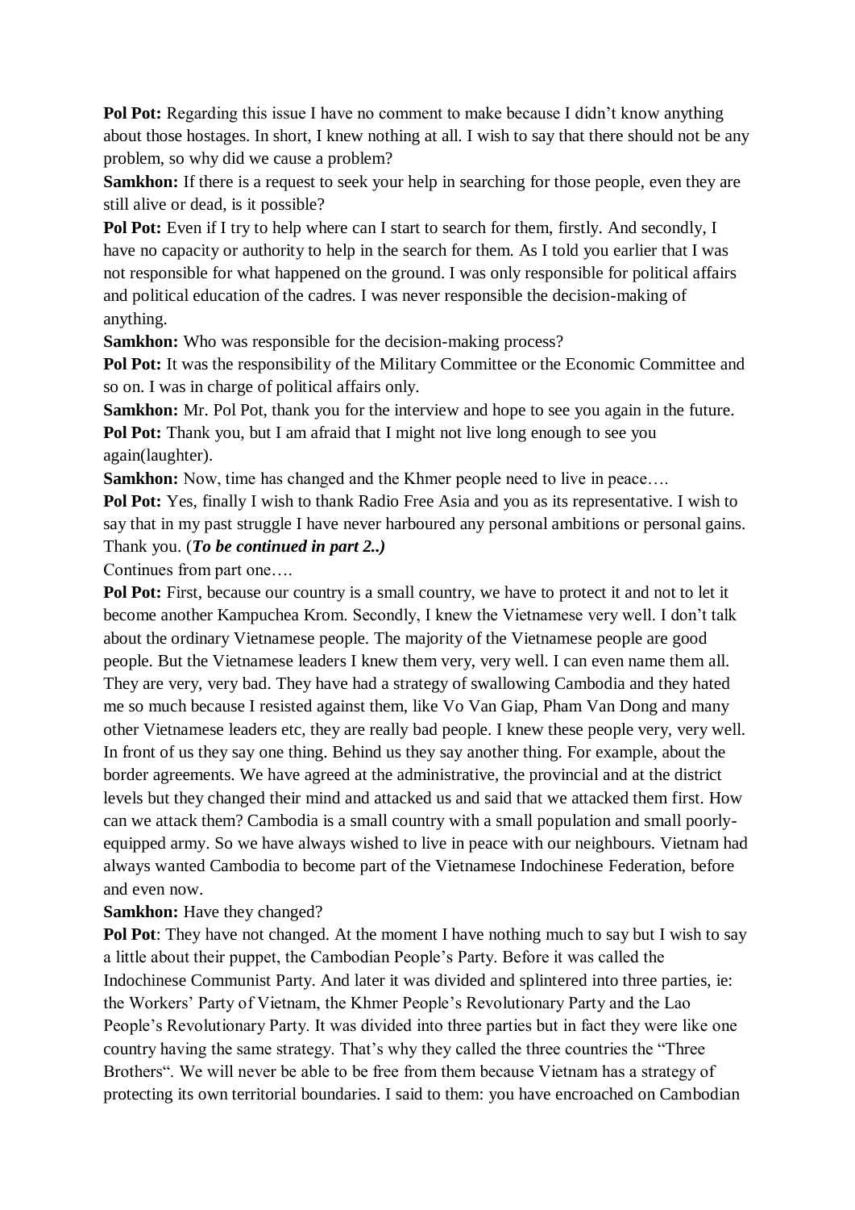**Pol Pot:** Regarding this issue I have no comment to make because I didn't know anything about those hostages. In short, I knew nothing at all. I wish to say that there should not be any problem, so why did we cause a problem?

**Samkhon:** If there is a request to seek your help in searching for those people, even they are still alive or dead, is it possible?

**Pol Pot:** Even if I try to help where can I start to search for them, firstly. And secondly, I have no capacity or authority to help in the search for them. As I told you earlier that I was not responsible for what happened on the ground. I was only responsible for political affairs and political education of the cadres. I was never responsible the decision-making of anything.

**Samkhon:** Who was responsible for the decision-making process?

**Pol Pot:** It was the responsibility of the Military Committee or the Economic Committee and so on. I was in charge of political affairs only.

**Samkhon:** Mr. Pol Pot, thank you for the interview and hope to see you again in the future.

**Pol Pot:** Thank you, but I am afraid that I might not live long enough to see you again(laughter).

**Samkhon:** Now, time has changed and the Khmer people need to live in peace….

**Pol Pot:** Yes, finally I wish to thank Radio Free Asia and you as its representative. I wish to say that in my past struggle I have never harboured any personal ambitions or personal gains. Thank you. (***To be continued in part 2..)***

Continues from part one….

**Pol Pot:** First, because our country is a small country, we have to protect it and not to let it become another Kampuchea Krom. Secondly, I knew the Vietnamese very well. I don't talk about the ordinary Vietnamese people. The majority of the Vietnamese people are good people. But the Vietnamese leaders I knew them very, very well. I can even name them all. They are very, very bad. They have had a strategy of swallowing Cambodia and they hated me so much because I resisted against them, like Vo Van Giap, Pham Van Dong and many other Vietnamese leaders etc, they are really bad people. I knew these people very, very well. In front of us they say one thing. Behind us they say another thing. For example, about the border agreements. We have agreed at the administrative, the provincial and at the district levels but they changed their mind and attacked us and said that we attacked them first. How can we attack them? Cambodia is a small country with a small population and small poorly-equipped army. So we have always wished to live in peace with our neighbours. Vietnam had always wanted Cambodia to become part of the Vietnamese Indochinese Federation, before and even now.

**Samkhon:** Have they changed?

**Pol Pot**: They have not changed. At the moment I have nothing much to say but I wish to say a little about their puppet, the Cambodian People's Party. Before it was called the Indochinese Communist Party. And later it was divided and splintered into three parties, ie: the Workers' Party of Vietnam, the Khmer People's Revolutionary Party and the Lao People's Revolutionary Party. It was divided into three parties but in fact they were like one country having the same strategy. That's why they called the three countries the "Three Brothers". We will never be able to be free from them because Vietnam has a strategy of protecting its own territorial boundaries. I said to them: you have encroached on Cambodian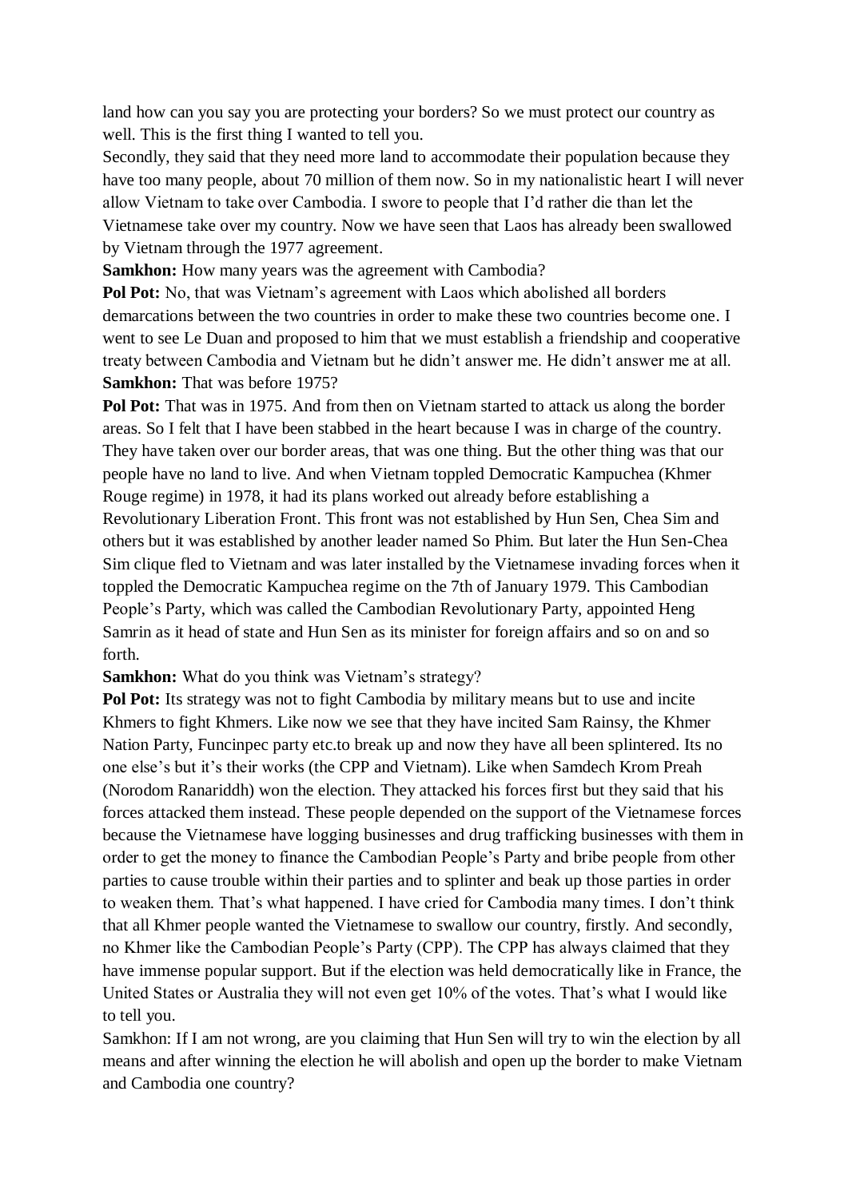land how can you say you are protecting your borders? So we must protect our country as well. This is the first thing I wanted to tell you.

Secondly, they said that they need more land to accommodate their population because they have too many people, about 70 million of them now. So in my nationalistic heart I will never allow Vietnam to take over Cambodia. I swore to people that I'd rather die than let the Vietnamese take over my country. Now we have seen that Laos has already been swallowed by Vietnam through the 1977 agreement.

**Samkhon:** How many years was the agreement with Cambodia?

**Pol Pot:** No, that was Vietnam's agreement with Laos which abolished all borders demarcations between the two countries in order to make these two countries become one. I went to see Le Duan and proposed to him that we must establish a friendship and cooperative treaty between Cambodia and Vietnam but he didn't answer me. He didn't answer me at all.

**Samkhon:** That was before 1975?

**Pol Pot:** That was in 1975. And from then on Vietnam started to attack us along the border areas. So I felt that I have been stabbed in the heart because I was in charge of the country. They have taken over our border areas, that was one thing. But the other thing was that our people have no land to live. And when Vietnam toppled Democratic Kampuchea (Khmer Rouge regime) in 1978, it had its plans worked out already before establishing a Revolutionary Liberation Front. This front was not established by Hun Sen, Chea Sim and others but it was established by another leader named So Phim. But later the Hun Sen-Chea Sim clique fled to Vietnam and was later installed by the Vietnamese invading forces when it toppled the Democratic Kampuchea regime on the 7th of January 1979. This Cambodian People's Party, which was called the Cambodian Revolutionary Party, appointed Heng Samrin as it head of state and Hun Sen as its minister for foreign affairs and so on and so forth.

**Samkhon:** What do you think was Vietnam's strategy?

**Pol Pot:** Its strategy was not to fight Cambodia by military means but to use and incite Khmers to fight Khmers. Like now we see that they have incited Sam Rainsy, the Khmer Nation Party, Funcinpec party etc.to break up and now they have all been splintered. Its no one else's but it's their works (the CPP and Vietnam). Like when Samdech Krom Preah (Norodom Ranariddh) won the election. They attacked his forces first but they said that his forces attacked them instead. These people depended on the support of the Vietnamese forces because the Vietnamese have logging businesses and drug trafficking businesses with them in order to get the money to finance the Cambodian People's Party and bribe people from other parties to cause trouble within their parties and to splinter and beak up those parties in order to weaken them. That's what happened. I have cried for Cambodia many times. I don't think that all Khmer people wanted the Vietnamese to swallow our country, firstly. And secondly, no Khmer like the Cambodian People's Party (CPP). The CPP has always claimed that they have immense popular support. But if the election was held democratically like in France, the United States or Australia they will not even get 10% of the votes. That's what I would like to tell you.

Samkhon: If I am not wrong, are you claiming that Hun Sen will try to win the election by all means and after winning the election he will abolish and open up the border to make Vietnam and Cambodia one country?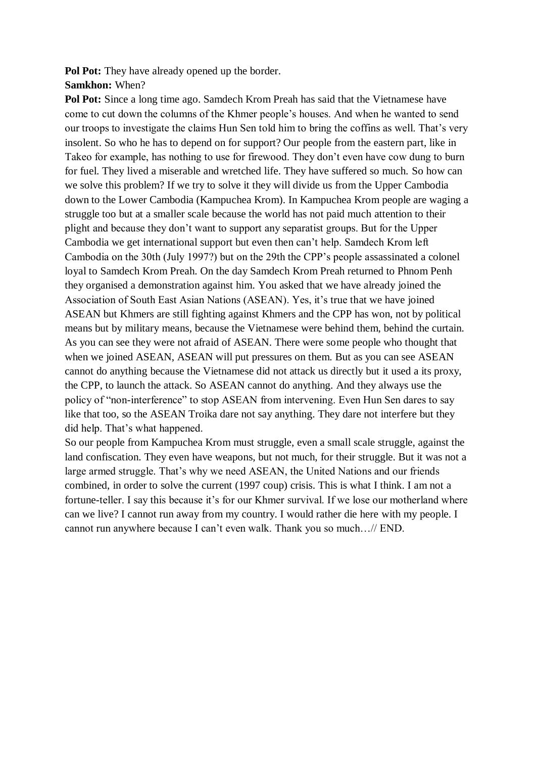**Pol Pot:** They have already opened up the border.

**Samkhon:** When?

**Pol Pot:** Since a long time ago. Samdech Krom Preah has said that the Vietnamese have come to cut down the columns of the Khmer people's houses. And when he wanted to send our troops to investigate the claims Hun Sen told him to bring the coffins as well. That's very insolent. So who he has to depend on for support? Our people from the eastern part, like in Takeo for example, has nothing to use for firewood. They don't even have cow dung to burn for fuel. They lived a miserable and wretched life. They have suffered so much. So how can we solve this problem? If we try to solve it they will divide us from the Upper Cambodia down to the Lower Cambodia (Kampuchea Krom). In Kampuchea Krom people are waging a struggle too but at a smaller scale because the world has not paid much attention to their plight and because they don't want to support any separatist groups. But for the Upper Cambodia we get international support but even then can't help. Samdech Krom left Cambodia on the 30th (July 1997?) but on the 29th the CPP's people assassinated a colonel loyal to Samdech Krom Preah. On the day Samdech Krom Preah returned to Phnom Penh they organised a demonstration against him. You asked that we have already joined the Association of South East Asian Nations (ASEAN). Yes, it's true that we have joined ASEAN but Khmers are still fighting against Khmers and the CPP has won, not by political means but by military means, because the Vietnamese were behind them, behind the curtain. As you can see they were not afraid of ASEAN. There were some people who thought that when we joined ASEAN, ASEAN will put pressures on them. But as you can see ASEAN cannot do anything because the Vietnamese did not attack us directly but it used a its proxy, the CPP, to launch the attack. So ASEAN cannot do anything. And they always use the policy of "non-interference" to stop ASEAN from intervening. Even Hun Sen dares to say like that too, so the ASEAN Troika dare not say anything. They dare not interfere but they did help. That's what happened.

So our people from Kampuchea Krom must struggle, even a small scale struggle, against the land confiscation. They even have weapons, but not much, for their struggle. But it was not a large armed struggle. That's why we need ASEAN, the United Nations and our friends combined, in order to solve the current (1997 coup) crisis. This is what I think. I am not a fortune-teller. I say this because it's for our Khmer survival. If we lose our motherland where can we live? I cannot run away from my country. I would rather die here with my people. I cannot run anywhere because I can't even walk. Thank you so much…// END.